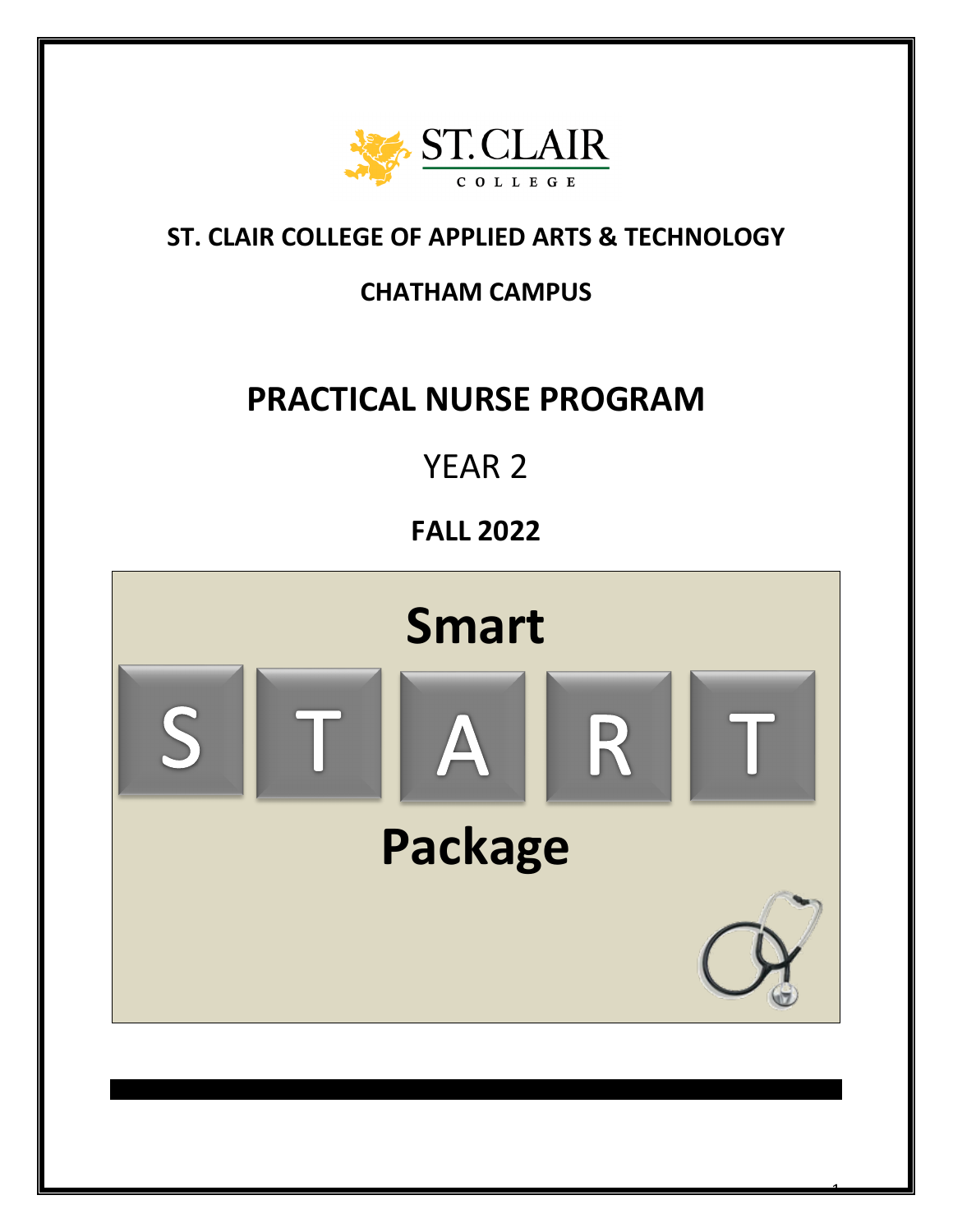# ST. CLAIR COLLEGE OF APPLIED ARTS & TECHNOLOGY

## CHATHAM CAMPUS

# PRACTICAL NURSE PROGRAM

YEAR 2

**FALL 2022**

**Smart**

S T A R T

**Package**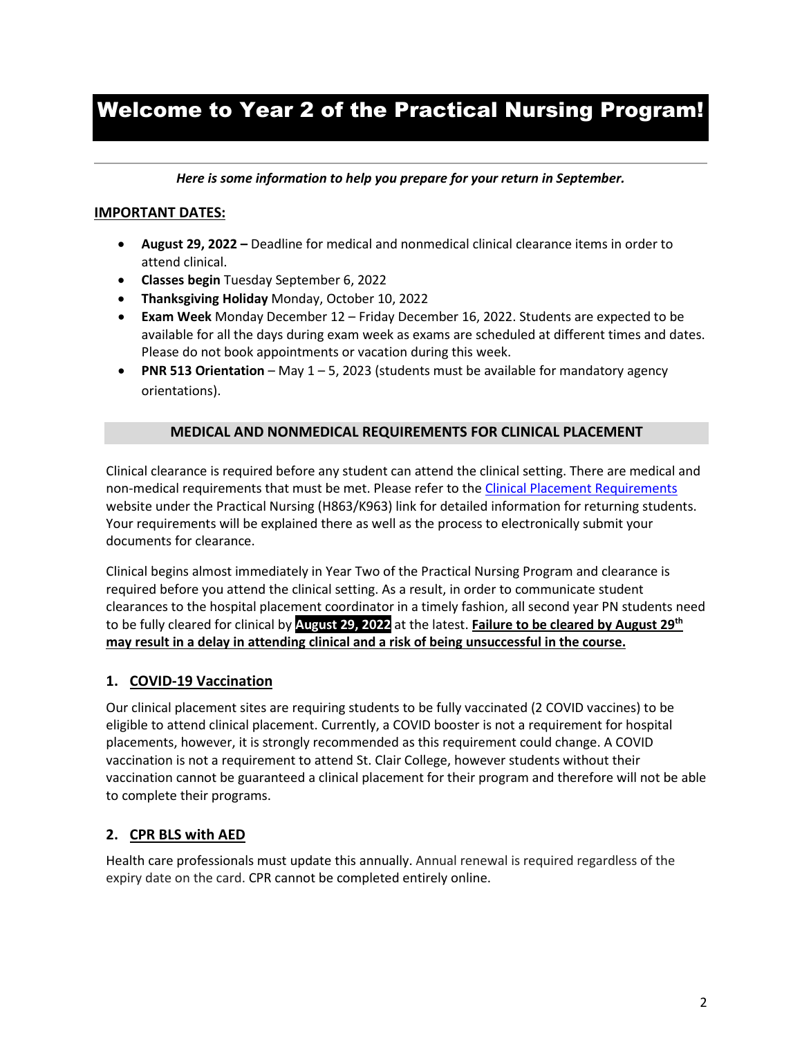# Welcome to Year 2 of the Practical Nursing Program!

***Here is some information to help you prepare for your return in September.***

**IMPORTANT DATES:**

- **August 29, 2022 –** Deadline for medical and nonmedical clinical clearance items in order to attend clinical.
- **Classes begin** Tuesday September 6, 2022
- **Thanksgiving Holiday** Monday, October 10, 2022
- **Exam Week** Monday December 12 – Friday December 16, 2022. Students are expected to be available for all the days during exam week as exams are scheduled at different times and dates. Please do not book appointments or vacation during this week.
- **PNR 513 Orientation** – May 1 – 5, 2023 (students must be available for mandatory agency orientations).

## MEDICAL AND NONMEDICAL REQUIREMENTS FOR CLINICAL PLACEMENT

Clinical clearance is required before any student can attend the clinical setting. There are medical and non-medical requirements that must be met. Please refer to the Clinical Placement Requirements website under the Practical Nursing (H863/K963) link for detailed information for returning students. Your requirements will be explained there as well as the process to electronically submit your documents for clearance.

Clinical begins almost immediately in Year Two of the Practical Nursing Program and clearance is required before you attend the clinical setting. As a result, in order to communicate student clearances to the hospital placement coordinator in a timely fashion, all second year PN students need to be fully cleared for clinical by **August 29, 2022** at the latest. **Failure to be cleared by August 29th may result in a delay in attending clinical and a risk of being unsuccessful in the course.**

### 1. COVID-19 Vaccination

Our clinical placement sites are requiring students to be fully vaccinated (2 COVID vaccines) to be eligible to attend clinical placement. Currently, a COVID booster is not a requirement for hospital placements, however, it is strongly recommended as this requirement could change. A COVID vaccination is not a requirement to attend St. Clair College, however students without their vaccination cannot be guaranteed a clinical placement for their program and therefore will not be able to complete their programs.

### 2. CPR BLS with AED

Health care professionals must update this annually. Annual renewal is required regardless of the expiry date on the card. CPR cannot be completed entirely online.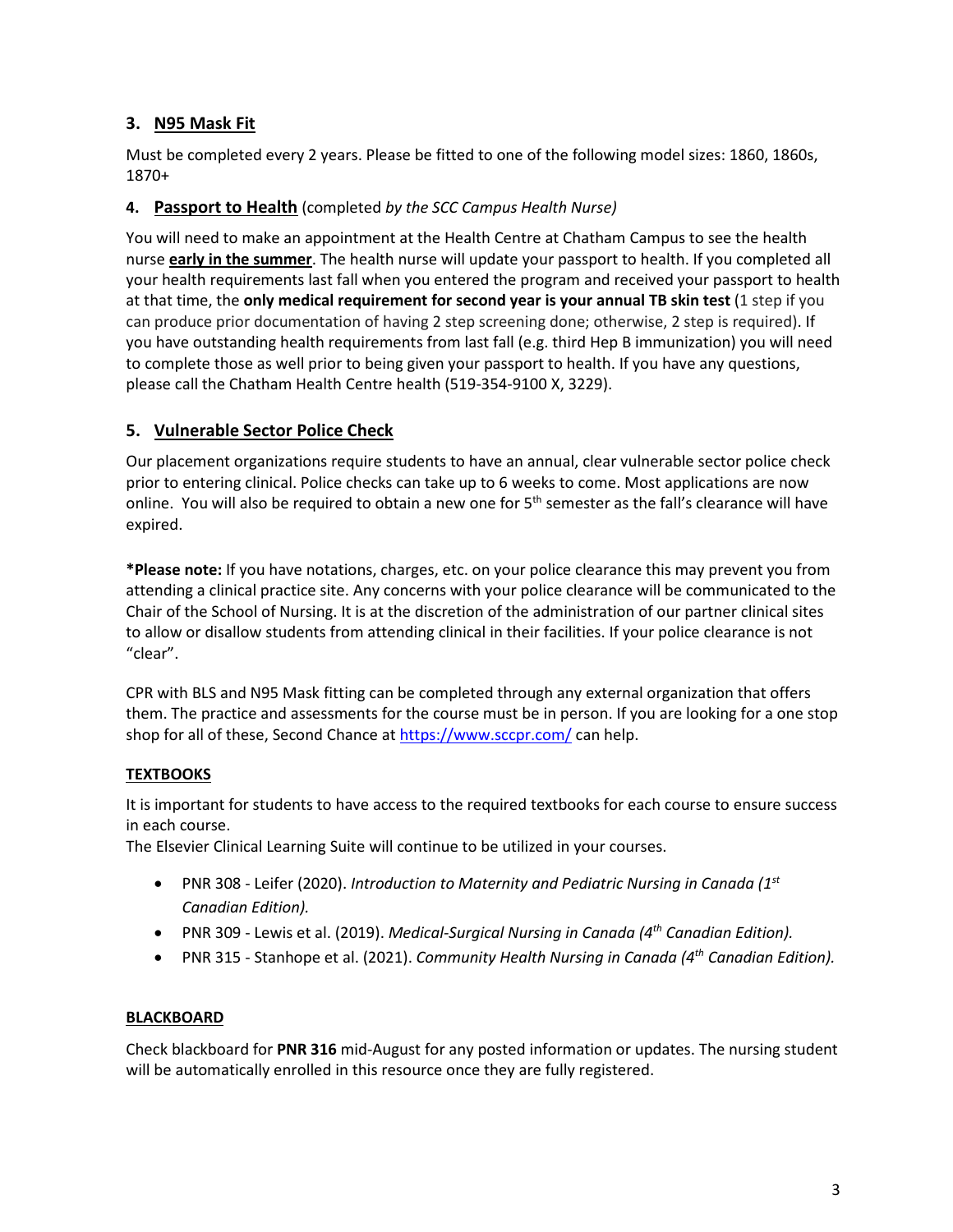### 3. N95 Mask Fit

Must be completed every 2 years. Please be fitted to one of the following model sizes: 1860, 1860s, 1870+

### 4. Passport to Health (completed *by the SCC Campus Health Nurse)*

You will need to make an appointment at the Health Centre at Chatham Campus to see the health nurse **early in the summer**. The health nurse will update your passport to health. If you completed all your health requirements last fall when you entered the program and received your passport to health at that time, the **only medical requirement for second year is your annual TB skin test** (1 step if you can produce prior documentation of having 2 step screening done; otherwise, 2 step is required). If you have outstanding health requirements from last fall (e.g. third Hep B immunization) you will need to complete those as well prior to being given your passport to health. If you have any questions, please call the Chatham Health Centre health (519-354-9100 X, 3229).

### 5. Vulnerable Sector Police Check

Our placement organizations require students to have an annual, clear vulnerable sector police check prior to entering clinical. Police checks can take up to 6 weeks to come. Most applications are now online. You will also be required to obtain a new one for 5th semester as the fall's clearance will have expired.

***Please note:** If you have notations, charges, etc. on your police clearance this may prevent you from attending a clinical practice site. Any concerns with your police clearance will be communicated to the Chair of the School of Nursing. It is at the discretion of the administration of our partner clinical sites to allow or disallow students from attending clinical in their facilities. If your police clearance is not "clear".

CPR with BLS and N95 Mask fitting can be completed through any external organization that offers them. The practice and assessments for the course must be in person. If you are looking for a one stop shop for all of these, Second Chance at https://www.sccpr.com/ can help.

### TEXTBOOKS

It is important for students to have access to the required textbooks for each course to ensure success in each course.
The Elsevier Clinical Learning Suite will continue to be utilized in your courses.

- PNR 308 - Leifer (2020). *Introduction to Maternity and Pediatric Nursing in Canada (1st Canadian Edition).*
- PNR 309 - Lewis et al. (2019). *Medical-Surgical Nursing in Canada (4th Canadian Edition).*
- PNR 315 - Stanhope et al. (2021). *Community Health Nursing in Canada (4th Canadian Edition).*

### BLACKBOARD

Check blackboard for **PNR 316** mid-August for any posted information or updates. The nursing student will be automatically enrolled in this resource once they are fully registered.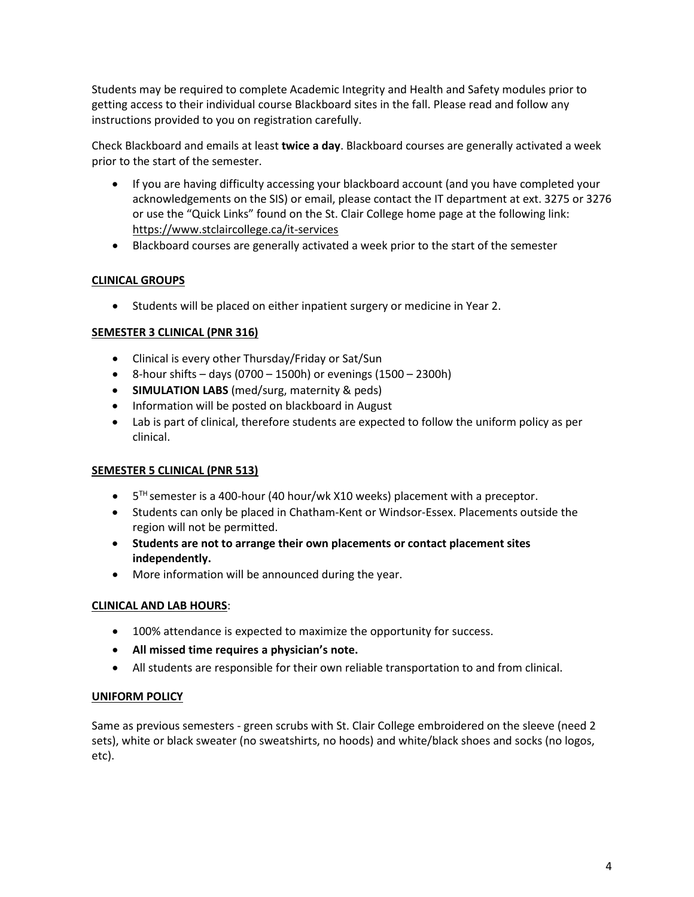Students may be required to complete Academic Integrity and Health and Safety modules prior to getting access to their individual course Blackboard sites in the fall. Please read and follow any instructions provided to you on registration carefully.

Check Blackboard and emails at least **twice a day**. Blackboard courses are generally activated a week prior to the start of the semester.

- If you are having difficulty accessing your blackboard account (and you have completed your acknowledgements on the SIS) or email, please contact the IT department at ext. 3275 or 3276 or use the "Quick Links" found on the St. Clair College home page at the following link: https://www.stclaircollege.ca/it-services
- Blackboard courses are generally activated a week prior to the start of the semester

## CLINICAL GROUPS

- Students will be placed on either inpatient surgery or medicine in Year 2.

## SEMESTER 3 CLINICAL (PNR 316)

- Clinical is every other Thursday/Friday or Sat/Sun
- 8-hour shifts – days (0700 – 1500h) or evenings (1500 – 2300h)
- **SIMULATION LABS** (med/surg, maternity & peds)
- Information will be posted on blackboard in August
- Lab is part of clinical, therefore students are expected to follow the uniform policy as per clinical.

## SEMESTER 5 CLINICAL (PNR 513)

- 5TH semester is a 400-hour (40 hour/wk X10 weeks) placement with a preceptor.
- Students can only be placed in Chatham-Kent or Windsor-Essex. Placements outside the region will not be permitted.
- **Students are not to arrange their own placements or contact placement sites independently.**
- More information will be announced during the year.

## CLINICAL AND LAB HOURS:

- 100% attendance is expected to maximize the opportunity for success.
- **All missed time requires a physician's note.**
- All students are responsible for their own reliable transportation to and from clinical.

## UNIFORM POLICY

Same as previous semesters - green scrubs with St. Clair College embroidered on the sleeve (need 2 sets), white or black sweater (no sweatshirts, no hoods) and white/black shoes and socks (no logos, etc).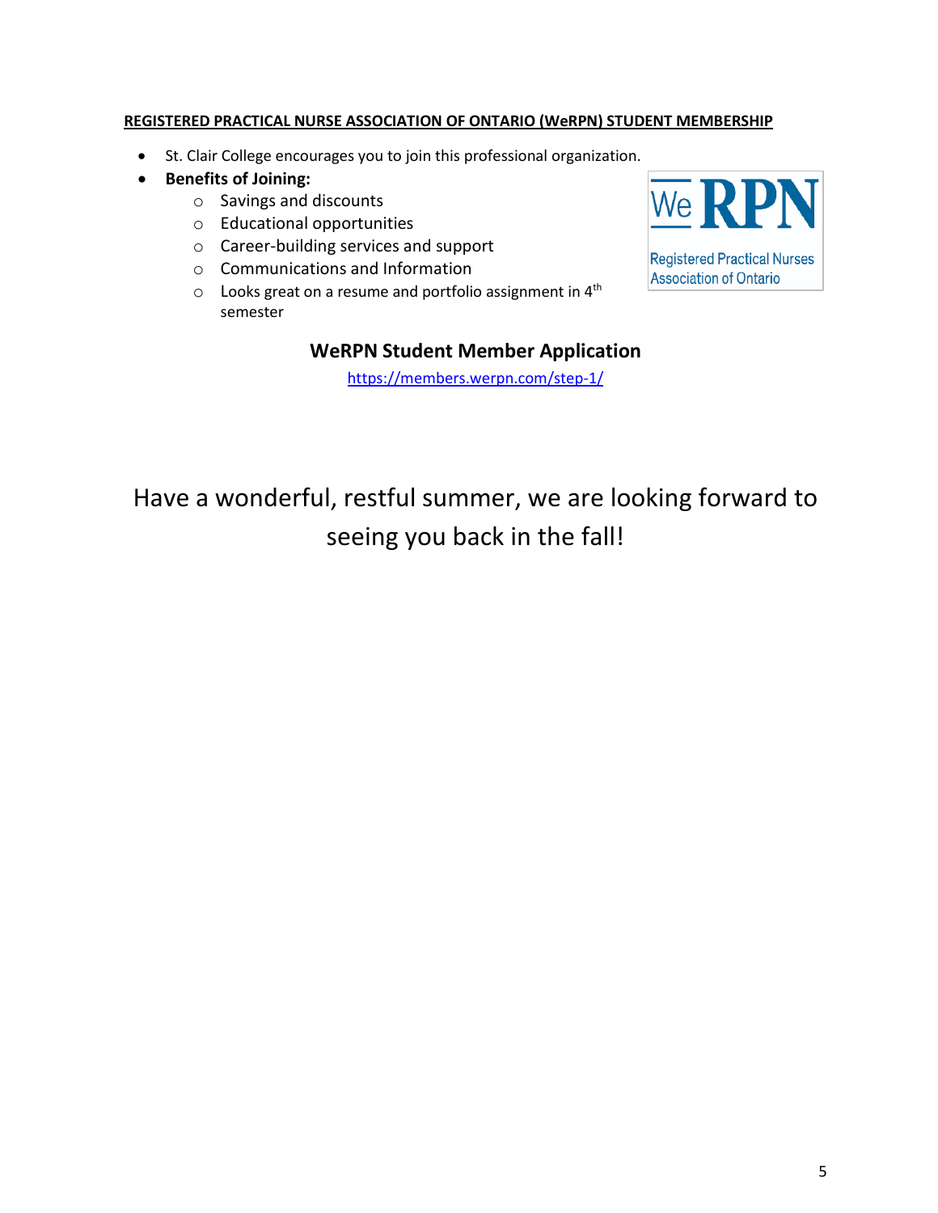**REGISTERED PRACTICAL NURSE ASSOCIATION OF ONTARIO (WeRPN) STUDENT MEMBERSHIP**

- St. Clair College encourages you to join this professional organization.
- **Benefits of Joining:**
  - Savings and discounts
  - Educational opportunities
  - Career-building services and support
  - Communications and Information
  - Looks great on a resume and portfolio assignment in 4th semester

WeRPN
Registered Practical Nurses Association of Ontario

## WeRPN Student Member Application

https://members.werpn.com/step-1/

Have a wonderful, restful summer, we are looking forward to seeing you back in the fall!